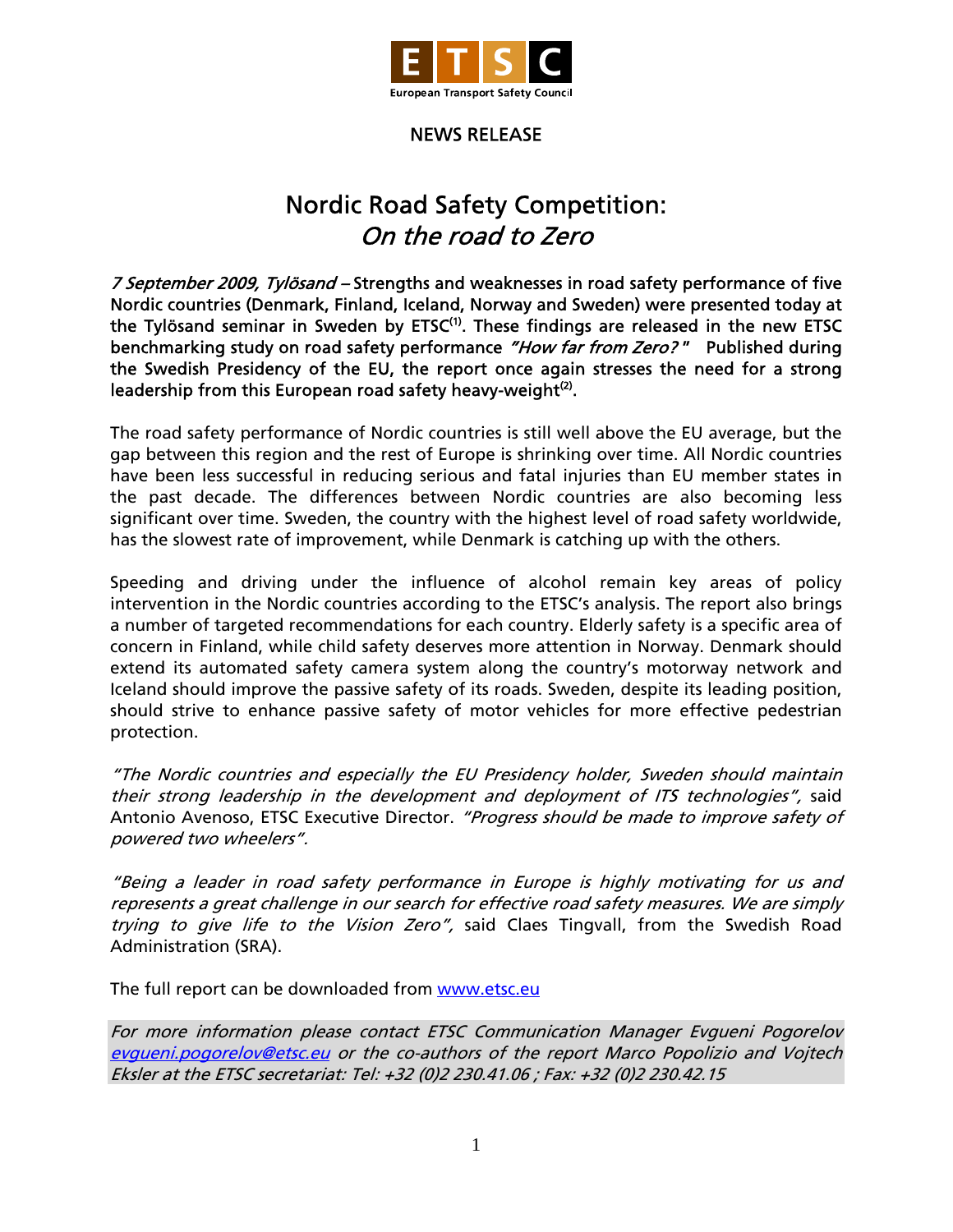ETSC

European Transport Safety Council

**NEWS RELEASE**

# Nordic Road Safety Competition: *On the road to Zero*

***7 September 2009, Tylösand*** **– Strengths and weaknesses in road safety performance of five Nordic countries (Denmark, Finland, Iceland, Norway and Sweden) were presented today at the Tylösand seminar in Sweden by ETSC[(1)]. These findings are released in the new ETSC benchmarking study on road safety performance *"How far from Zero?"* Published during the Swedish Presidency of the EU, the report once again stresses the need for a strong leadership from this European road safety heavy-weight[(2)].**

The road safety performance of Nordic countries is still well above the EU average, but the gap between this region and the rest of Europe is shrinking over time. All Nordic countries have been less successful in reducing serious and fatal injuries than EU member states in the past decade. The differences between Nordic countries are also becoming less significant over time. Sweden, the country with the highest level of road safety worldwide, has the slowest rate of improvement, while Denmark is catching up with the others.

Speeding and driving under the influence of alcohol remain key areas of policy intervention in the Nordic countries according to the ETSC's analysis. The report also brings a number of targeted recommendations for each country. Elderly safety is a specific area of concern in Finland, while child safety deserves more attention in Norway. Denmark should extend its automated safety camera system along the country's motorway network and Iceland should improve the passive safety of its roads. Sweden, despite its leading position, should strive to enhance passive safety of motor vehicles for more effective pedestrian protection.

*"The Nordic countries and especially the EU Presidency holder, Sweden should maintain their strong leadership in the development and deployment of ITS technologies",* said Antonio Avenoso, ETSC Executive Director. *"Progress should be made to improve safety of powered two wheelers".*

*"Being a leader in road safety performance in Europe is highly motivating for us and represents a great challenge in our search for effective road safety measures. We are simply trying to give life to the Vision Zero",* said Claes Tingvall, from the Swedish Road Administration (SRA).

The full report can be downloaded from [www.etsc.eu](http://www.etsc.eu)

*For more information please contact ETSC Communication Manager Evgueni Pogorelov [evgueni.pogorelov@etsc.eu](mailto:evgueni.pogorelov@etsc.eu) or the co-authors of the report Marco Popolizio and Vojtech Eksler at the ETSC secretariat: Tel: +32 (0)2 230.41.06 ; Fax: +32 (0)2 230.42.15*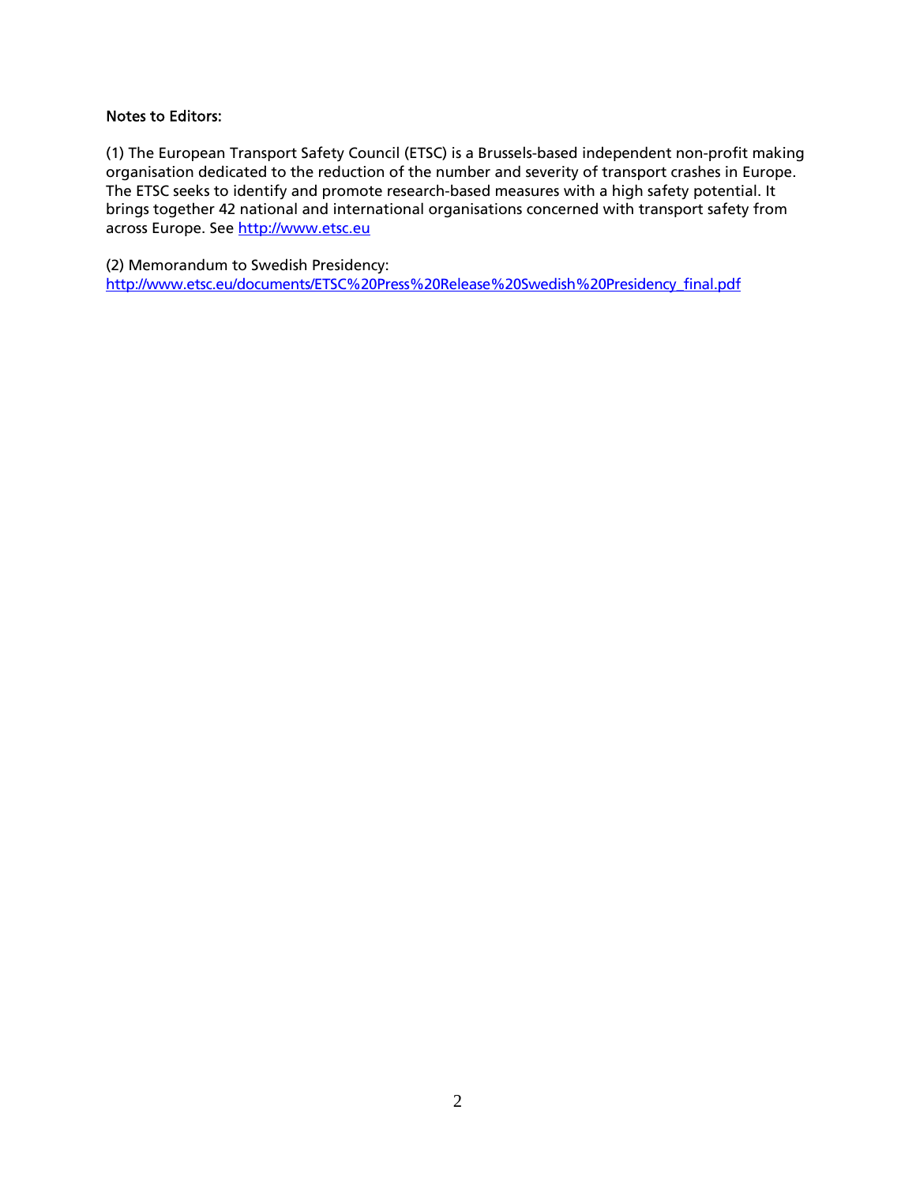**Notes to Editors:**

(1) The European Transport Safety Council (ETSC) is a Brussels-based independent non-profit making organisation dedicated to the reduction of the number and severity of transport crashes in Europe. The ETSC seeks to identify and promote research-based measures with a high safety potential. It brings together 42 national and international organisations concerned with transport safety from across Europe. See http://www.etsc.eu

(2) Memorandum to Swedish Presidency:
http://www.etsc.eu/documents/ETSC%20Press%20Release%20Swedish%20Presidency_final.pdf